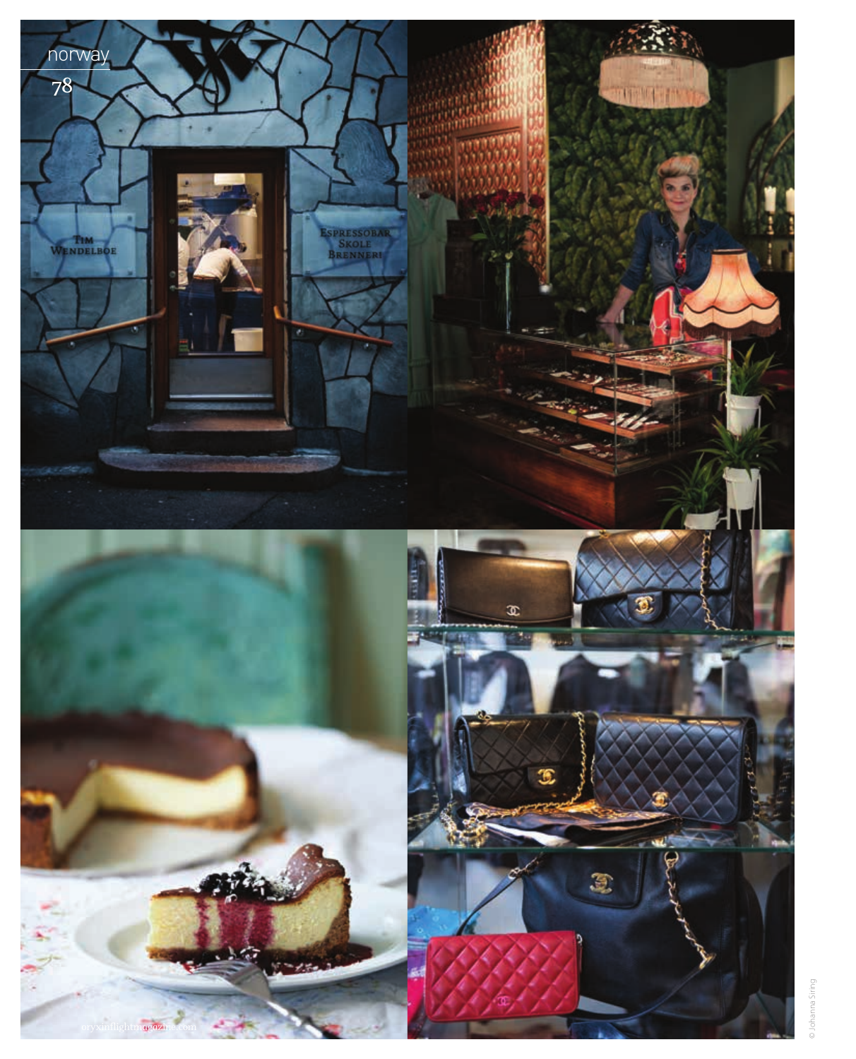© Johanna Siring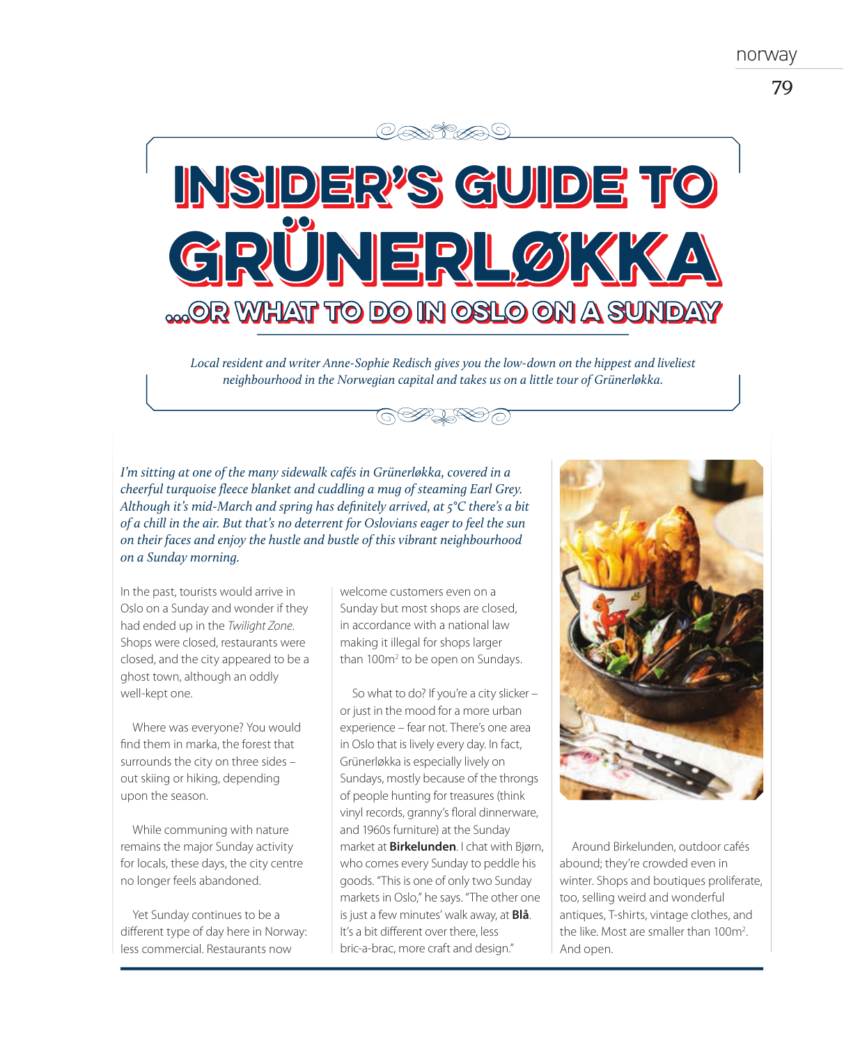# INSIDER'S GUIDE TO GRÜNERLØKKA

## ...OR WHAT TO DO IN OSLO ON A SUNDAY

*Local resident and writer Anne-Sophie Redisch gives you the low-down on the hippest and liveliest neighbourhood in the Norwegian capital and takes us on a little tour of Grünerløkka.*

*I'm sitting at one of the many sidewalk cafés in Grünerløkka, covered in a cheerful turquoise fleece blanket and cuddling a mug of steaming Earl Grey. Although it's mid-March and spring has definitely arrived, at 5°C there's a bit of a chill in the air. But that's no deterrent for Oslovians eager to feel the sun on their faces and enjoy the hustle and bustle of this vibrant neighbourhood on a Sunday morning.*

In the past, tourists would arrive in Oslo on a Sunday and wonder if they had ended up in the *Twilight Zone*. Shops were closed, restaurants were closed, and the city appeared to be a ghost town, although an oddly well-kept one.

Where was everyone? You would find them in marka, the forest that surrounds the city on three sides – out skiing or hiking, depending upon the season.

While communing with nature remains the major Sunday activity for locals, these days, the city centre no longer feels abandoned.

Yet Sunday continues to be a different type of day here in Norway: less commercial. Restaurants now welcome customers even on a Sunday but most shops are closed, in accordance with a national law making it illegal for shops larger than 100m² to be open on Sundays.

So what to do? If you're a city slicker – or just in the mood for a more urban experience – fear not. There's one area in Oslo that is lively every day. In fact, Grünerløkka is especially lively on Sundays, mostly because of the throngs of people hunting for treasures (think vinyl records, granny's floral dinnerware, and 1960s furniture) at the Sunday market at **Birkelunden**. I chat with Bjørn, who comes every Sunday to peddle his goods. "This is one of only two Sunday markets in Oslo," he says. "The other one is just a few minutes' walk away, at **Blå**. It's a bit different over there, less bric-a-brac, more craft and design."

Around Birkelunden, outdoor cafés abound; they're crowded even in winter. Shops and boutiques proliferate, too, selling weird and wonderful antiques, T-shirts, vintage clothes, and the like. Most are smaller than 100m². And open.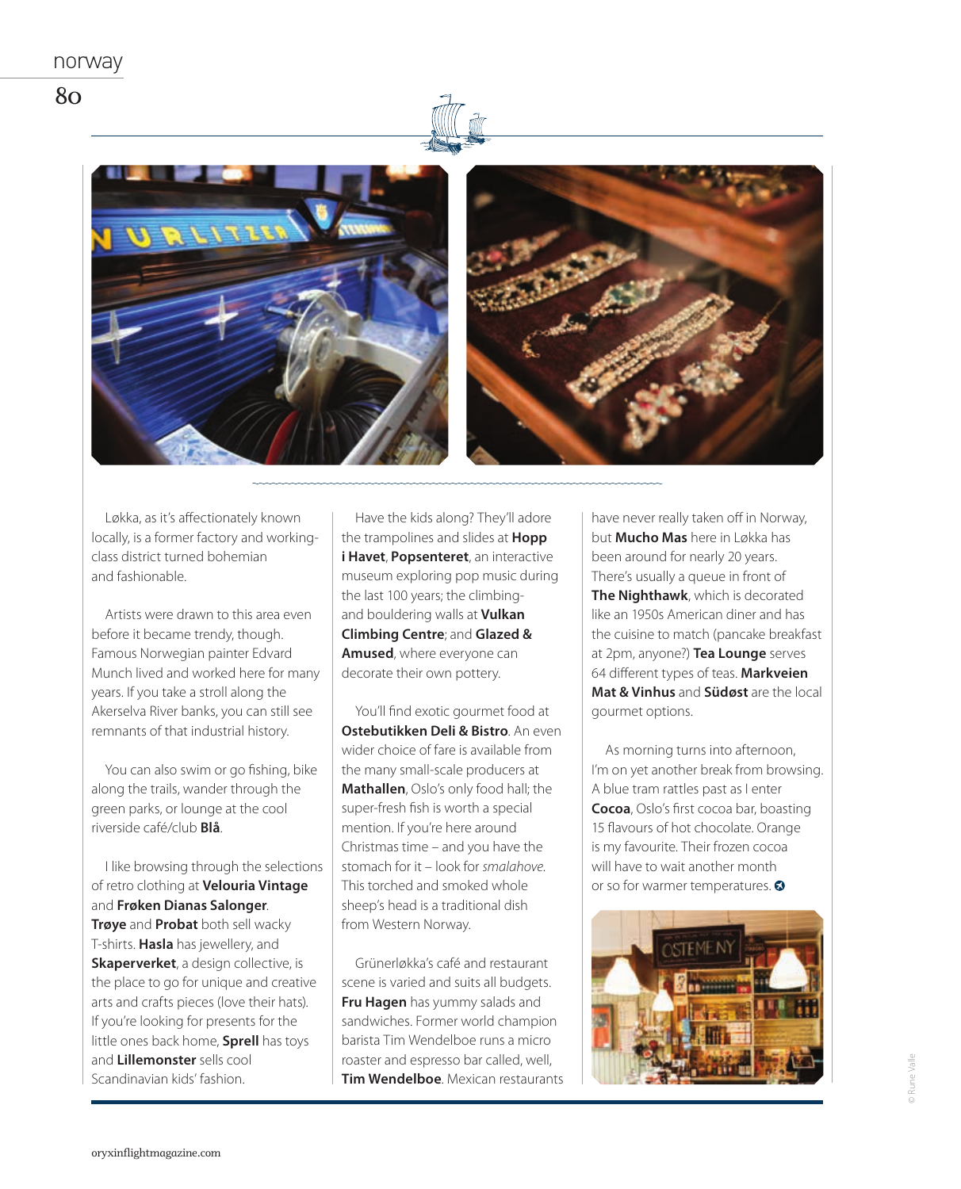Løkka, as it's affectionately known locally, is a former factory and working-class district turned bohemian and fashionable.

Artists were drawn to this area even before it became trendy, though. Famous Norwegian painter Edvard Munch lived and worked here for many years. If you take a stroll along the Akerselva River banks, you can still see remnants of that industrial history.

You can also swim or go fishing, bike along the trails, wander through the green parks, or lounge at the cool riverside café/club **Blå**.

I like browsing through the selections of retro clothing at **Velouria Vintage** and **Frøken Dianas Salonger**. **Trøye** and **Probat** both sell wacky T-shirts. **Hasla** has jewellery, and **Skaperverket**, a design collective, is the place to go for unique and creative arts and crafts pieces (love their hats). If you're looking for presents for the little ones back home, **Sprell** has toys and **Lillemonster** sells cool Scandinavian kids' fashion.

Have the kids along? They'll adore the trampolines and slides at **Hopp i Havet**, **Popsenteret**, an interactive museum exploring pop music during the last 100 years; the climbing- and bouldering walls at **Vulkan Climbing Centre**; and **Glazed & Amused**, where everyone can decorate their own pottery.

You'll find exotic gourmet food at **Ostebutikken Deli & Bistro**. An even wider choice of fare is available from the many small-scale producers at **Mathallen**, Oslo's only food hall; the super-fresh fish is worth a special mention. If you're here around Christmas time – and you have the stomach for it – look for *smalahove*. This torched and smoked whole sheep's head is a traditional dish from Western Norway.

Grünerløkka's café and restaurant scene is varied and suits all budgets. **Fru Hagen** has yummy salads and sandwiches. Former world champion barista Tim Wendelboe runs a micro roaster and espresso bar called, well, **Tim Wendelboe**. Mexican restaurants have never really taken off in Norway, but **Mucho Mas** here in Løkka has been around for nearly 20 years. There's usually a queue in front of **The Nighthawk**, which is decorated like an 1950s American diner and has the cuisine to match (pancake breakfast at 2pm, anyone?) **Tea Lounge** serves 64 different types of teas. **Markveien Mat & Vinhus** and **Südøst** are the local gourmet options.

As morning turns into afternoon, I'm on yet another break from browsing. A blue tram rattles past as I enter **Cocoa**, Oslo's first cocoa bar, boasting 15 flavours of hot chocolate. Orange is my favourite. Their frozen cocoa will have to wait another month or so for warmer temperatures.

© Rune Valle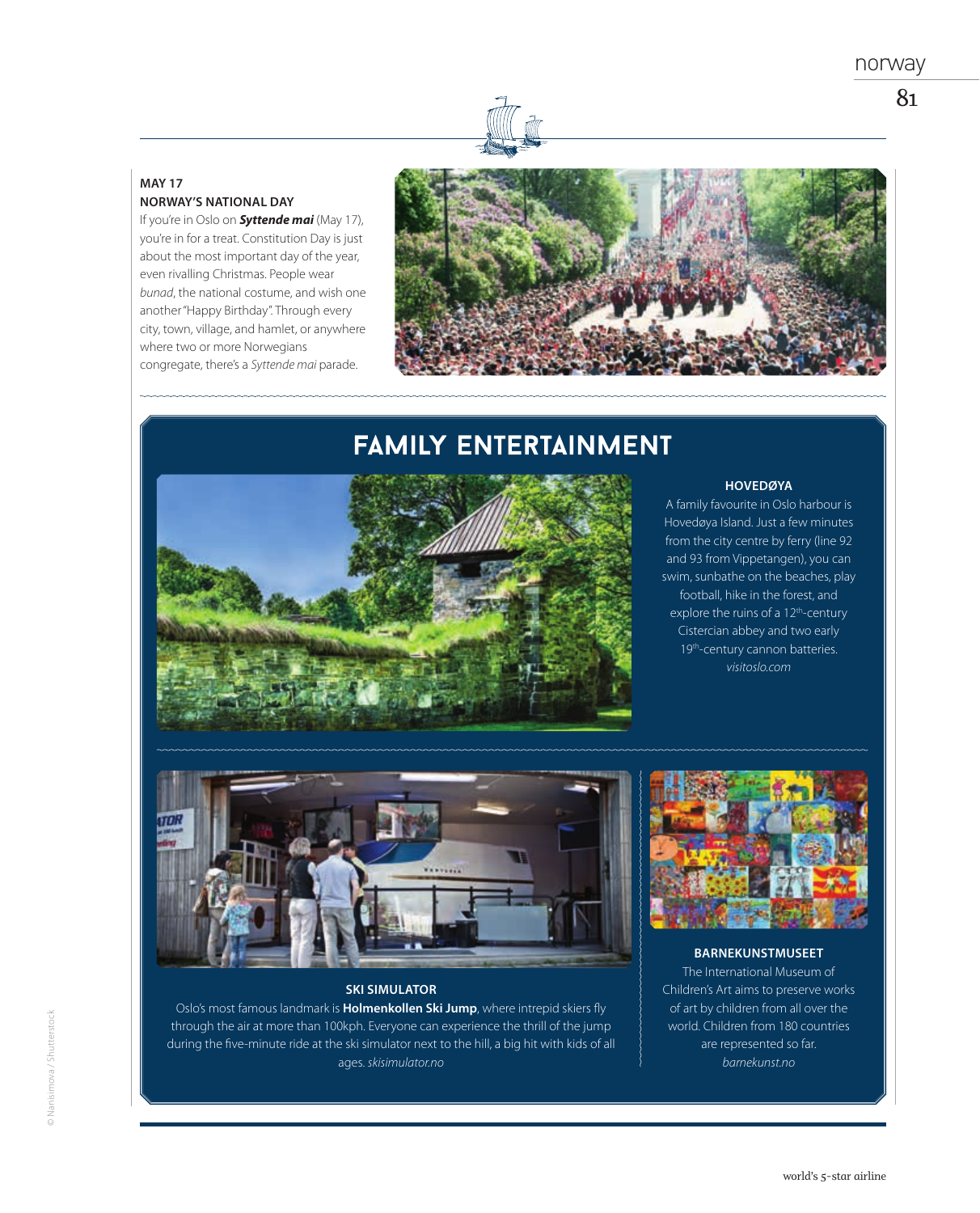**MAY 17**
**NORWAY'S NATIONAL DAY**

If you're in Oslo on ***Syttende mai*** (May 17), you're in for a treat. Constitution Day is just about the most important day of the year, even rivalling Christmas. People wear *bunad*, the national costume, and wish one another "Happy Birthday". Through every city, town, village, and hamlet, or anywhere where two or more Norwegians congregate, there's a *Syttende mai* parade.

## FAMILY ENTERTAINMENT

**HOVEDØYA**

A family favourite in Oslo harbour is Hovedøya Island. Just a few minutes from the city centre by ferry (line 92 and 93 from Vippetangen), you can swim, sunbathe on the beaches, play football, hike in the forest, and explore the ruins of a 12th-century Cistercian abbey and two early 19th-century cannon batteries. *visitoslo.com*

**SKI SIMULATOR**

Oslo's most famous landmark is **Holmenkollen Ski Jump**, where intrepid skiers fly through the air at more than 100kph. Everyone can experience the thrill of the jump during the five-minute ride at the ski simulator next to the hill, a big hit with kids of all ages. *skisimulator.no*

**BARNEKUNSTMUSEET**

The International Museum of Children's Art aims to preserve works of art by children from all over the world. Children from 180 countries are represented so far. *barnekunst.no*

© Nanisimova / Shutterstock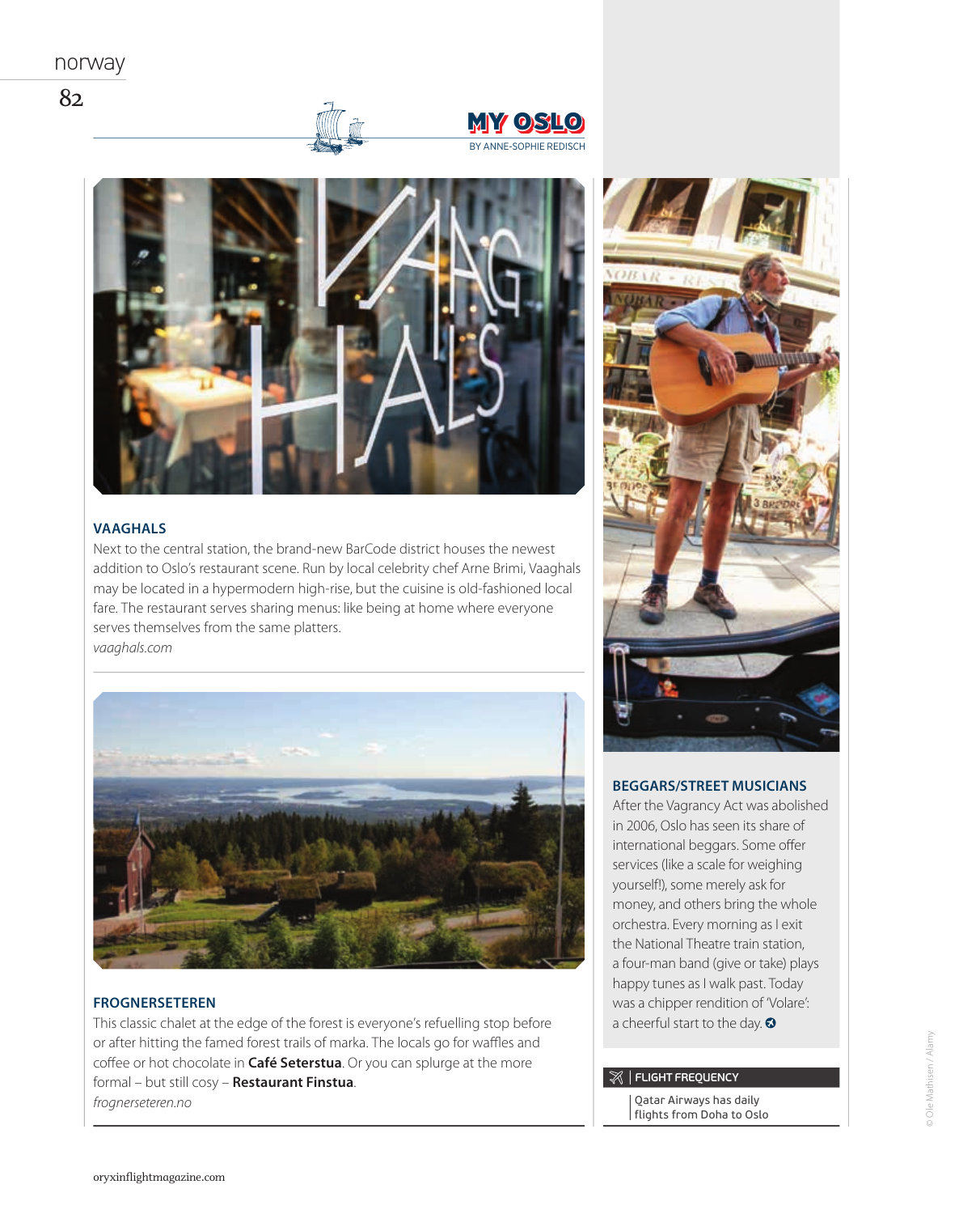# MY OSLO

BY ANNE-SOPHIE REDISCH

## VAAGHALS

Next to the central station, the brand-new BarCode district houses the newest addition to Oslo's restaurant scene. Run by local celebrity chef Arne Brimi, Vaaghals may be located in a hypermodern high-rise, but the cuisine is old-fashioned local fare. The restaurant serves sharing menus: like being at home where everyone serves themselves from the same platters.

*vaaghals.com*

## FROGNERSETEREN

This classic chalet at the edge of the forest is everyone's refuelling stop before or after hitting the famed forest trails of marka. The locals go for waffles and coffee or hot chocolate in **Café Seterstua**. Or you can splurge at the more formal – but still cosy – **Restaurant Finstua**.

*frognerseteren.no*

## BEGGARS/STREET MUSICIANS

After the Vagrancy Act was abolished in 2006, Oslo has seen its share of international beggars. Some offer services (like a scale for weighing yourself!), some merely ask for money, and others bring the whole orchestra. Every morning as I exit the National Theatre train station, a four-man band (give or take) plays happy tunes as I walk past. Today was a chipper rendition of 'Volare': a cheerful start to the day.

**FLIGHT FREQUENCY**

Qatar Airways has daily flights from Doha to Oslo

© Ole Mathisen / Alamy